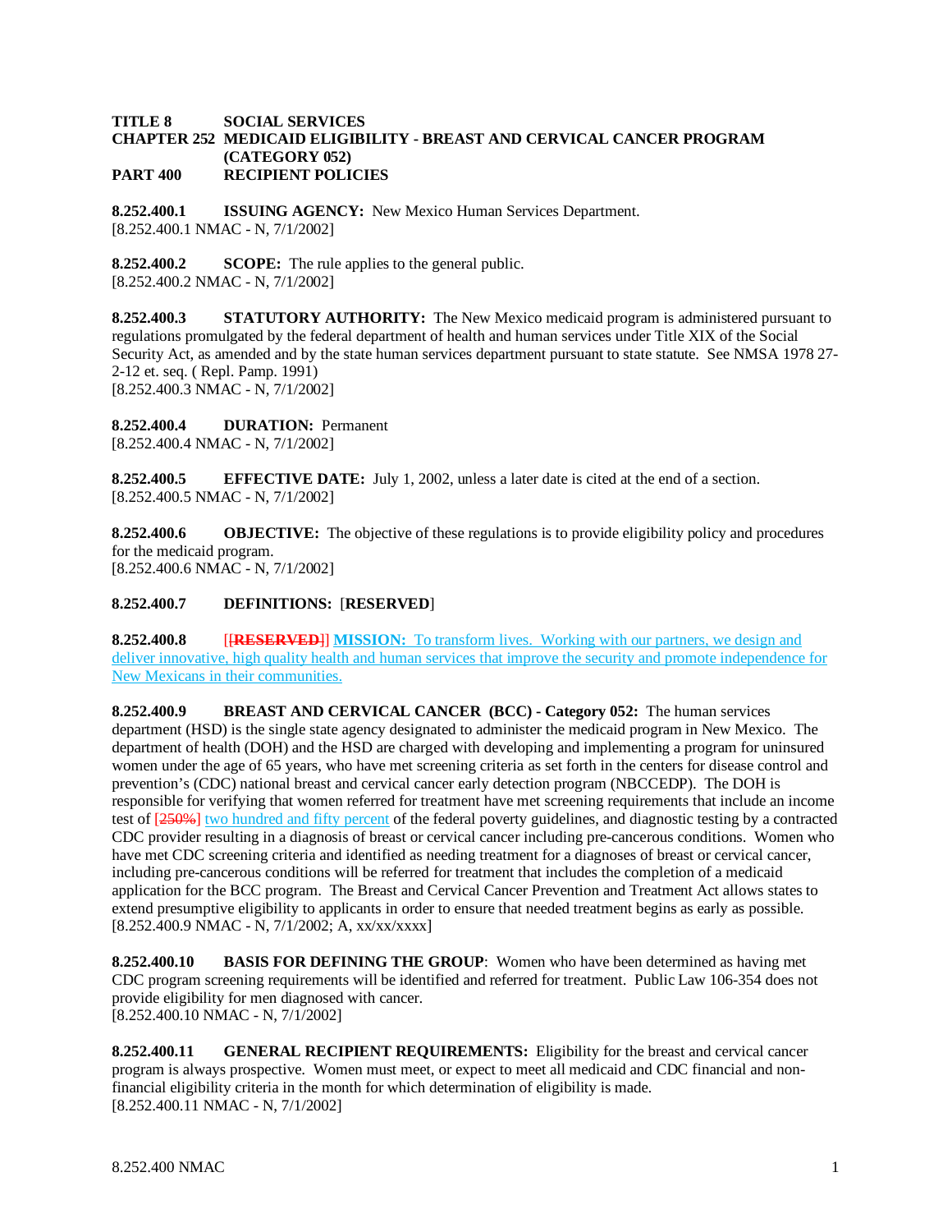**TITLE 8 SOCIAL SERVICES**
**CHAPTER 252 MEDICAID ELIGIBILITY - BREAST AND CERVICAL CANCER PROGRAM (CATEGORY 052)**
**PART 400 RECIPIENT POLICIES**

**8.252.400.1 ISSUING AGENCY:** New Mexico Human Services Department.
[8.252.400.1 NMAC - N, 7/1/2002]

**8.252.400.2 SCOPE:** The rule applies to the general public.
[8.252.400.2 NMAC - N, 7/1/2002]

**8.252.400.3 STATUTORY AUTHORITY:** The New Mexico medicaid program is administered pursuant to regulations promulgated by the federal department of health and human services under Title XIX of the Social Security Act, as amended and by the state human services department pursuant to state statute. See NMSA 1978 27-2-12 et. seq. ( Repl. Pamp. 1991)
[8.252.400.3 NMAC - N, 7/1/2002]

**8.252.400.4 DURATION:** Permanent
[8.252.400.4 NMAC - N, 7/1/2002]

**8.252.400.5 EFFECTIVE DATE:** July 1, 2002, unless a later date is cited at the end of a section.
[8.252.400.5 NMAC - N, 7/1/2002]

**8.252.400.6 OBJECTIVE:** The objective of these regulations is to provide eligibility policy and procedures for the medicaid program.
[8.252.400.6 NMAC - N, 7/1/2002]

**8.252.400.7 DEFINITIONS:** [**RESERVED**]

**8.252.400.8** [~~[**RESERVED**]~~] **MISSION:** To transform lives. Working with our partners, we design and deliver innovative, high quality health and human services that improve the security and promote independence for New Mexicans in their communities.

**8.252.400.9 BREAST AND CERVICAL CANCER (BCC) - Category 052:** The human services department (HSD) is the single state agency designated to administer the medicaid program in New Mexico. The department of health (DOH) and the HSD are charged with developing and implementing a program for uninsured women under the age of 65 years, who have met screening criteria as set forth in the centers for disease control and prevention's (CDC) national breast and cervical cancer early detection program (NBCCEDP). The DOH is responsible for verifying that women referred for treatment have met screening requirements that include an income test of [~~250%~~] two hundred and fifty percent of the federal poverty guidelines, and diagnostic testing by a contracted CDC provider resulting in a diagnosis of breast or cervical cancer including pre-cancerous conditions. Women who have met CDC screening criteria and identified as needing treatment for a diagnoses of breast or cervical cancer, including pre-cancerous conditions will be referred for treatment that includes the completion of a medicaid application for the BCC program. The Breast and Cervical Cancer Prevention and Treatment Act allows states to extend presumptive eligibility to applicants in order to ensure that needed treatment begins as early as possible.
[8.252.400.9 NMAC - N, 7/1/2002; A, xx/xx/xxxx]

**8.252.400.10 BASIS FOR DEFINING THE GROUP**: Women who have been determined as having met CDC program screening requirements will be identified and referred for treatment. Public Law 106-354 does not provide eligibility for men diagnosed with cancer.
[8.252.400.10 NMAC - N, 7/1/2002]

**8.252.400.11 GENERAL RECIPIENT REQUIREMENTS:** Eligibility for the breast and cervical cancer program is always prospective. Women must meet, or expect to meet all medicaid and CDC financial and non-financial eligibility criteria in the month for which determination of eligibility is made.
[8.252.400.11 NMAC - N, 7/1/2002]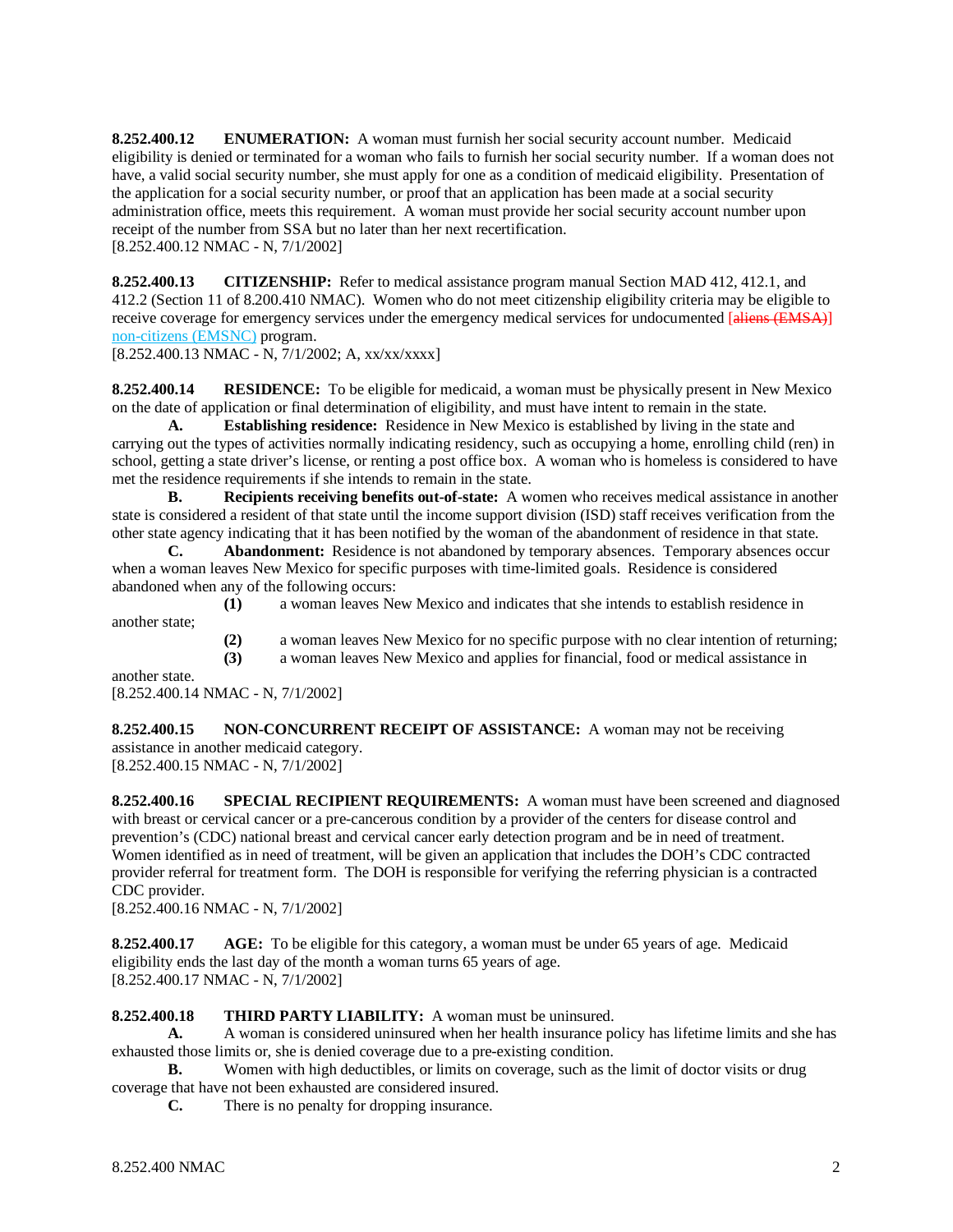**8.252.400.12 ENUMERATION:** A woman must furnish her social security account number. Medicaid eligibility is denied or terminated for a woman who fails to furnish her social security number. If a woman does not have, a valid social security number, she must apply for one as a condition of medicaid eligibility. Presentation of the application for a social security number, or proof that an application has been made at a social security administration office, meets this requirement. A woman must provide her social security account number upon receipt of the number from SSA but no later than her next recertification.
[8.252.400.12 NMAC - N, 7/1/2002]

**8.252.400.13 CITIZENSHIP:** Refer to medical assistance program manual Section MAD 412, 412.1, and 412.2 (Section 11 of 8.200.410 NMAC). Women who do not meet citizenship eligibility criteria may be eligible to receive coverage for emergency services under the emergency medical services for undocumented ~~[aliens (EMSA)]~~ non-citizens (EMSNC) program.
[8.252.400.13 NMAC - N, 7/1/2002; A, xx/xx/xxxx]

**8.252.400.14 RESIDENCE:** To be eligible for medicaid, a woman must be physically present in New Mexico on the date of application or final determination of eligibility, and must have intent to remain in the state.

**A. Establishing residence:** Residence in New Mexico is established by living in the state and carrying out the types of activities normally indicating residency, such as occupying a home, enrolling child (ren) in school, getting a state driver's license, or renting a post office box. A woman who is homeless is considered to have met the residence requirements if she intends to remain in the state.

**B. Recipients receiving benefits out-of-state:** A women who receives medical assistance in another state is considered a resident of that state until the income support division (ISD) staff receives verification from the other state agency indicating that it has been notified by the woman of the abandonment of residence in that state.

**C. Abandonment:** Residence is not abandoned by temporary absences. Temporary absences occur when a woman leaves New Mexico for specific purposes with time-limited goals. Residence is considered abandoned when any of the following occurs:

**(1)** a woman leaves New Mexico and indicates that she intends to establish residence in another state;

**(2)** a woman leaves New Mexico for no specific purpose with no clear intention of returning;

**(3)** a woman leaves New Mexico and applies for financial, food or medical assistance in another state.

[8.252.400.14 NMAC - N, 7/1/2002]

**8.252.400.15 NON-CONCURRENT RECEIPT OF ASSISTANCE:** A woman may not be receiving assistance in another medicaid category.
[8.252.400.15 NMAC - N, 7/1/2002]

**8.252.400.16 SPECIAL RECIPIENT REQUIREMENTS:** A woman must have been screened and diagnosed with breast or cervical cancer or a pre-cancerous condition by a provider of the centers for disease control and prevention's (CDC) national breast and cervical cancer early detection program and be in need of treatment. Women identified as in need of treatment, will be given an application that includes the DOH's CDC contracted provider referral for treatment form. The DOH is responsible for verifying the referring physician is a contracted CDC provider.
[8.252.400.16 NMAC - N, 7/1/2002]

**8.252.400.17 AGE:** To be eligible for this category, a woman must be under 65 years of age. Medicaid eligibility ends the last day of the month a woman turns 65 years of age.
[8.252.400.17 NMAC - N, 7/1/2002]

**8.252.400.18 THIRD PARTY LIABILITY:** A woman must be uninsured.

**A.** A woman is considered uninsured when her health insurance policy has lifetime limits and she has exhausted those limits or, she is denied coverage due to a pre-existing condition.

**B.** Women with high deductibles, or limits on coverage, such as the limit of doctor visits or drug coverage that have not been exhausted are considered insured.

**C.** There is no penalty for dropping insurance.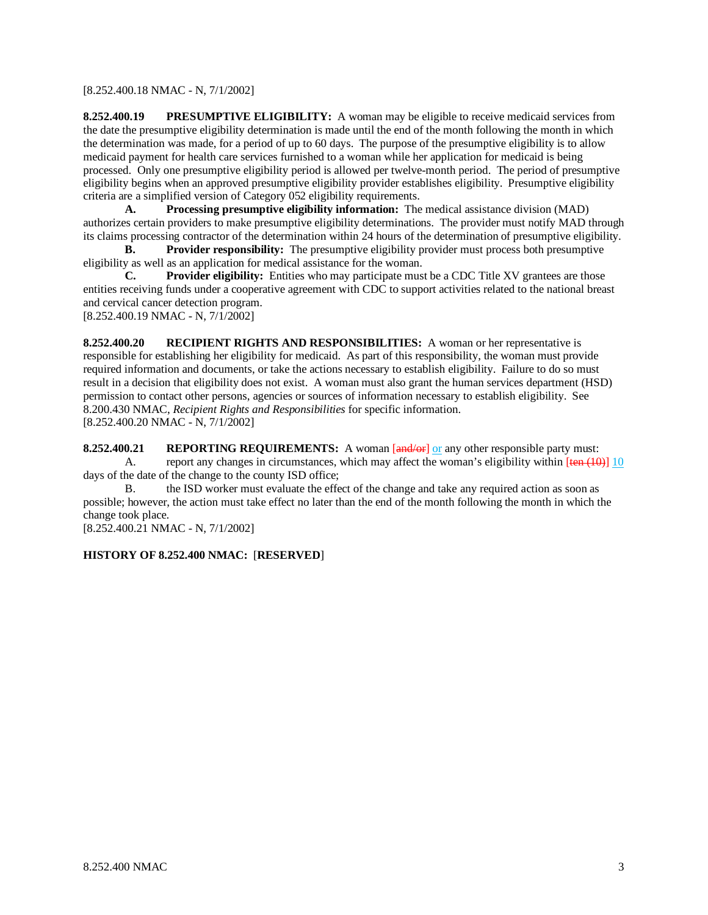[8.252.400.18 NMAC - N, 7/1/2002]

**8.252.400.19 PRESUMPTIVE ELIGIBILITY:** A woman may be eligible to receive medicaid services from the date the presumptive eligibility determination is made until the end of the month following the month in which the determination was made, for a period of up to 60 days. The purpose of the presumptive eligibility is to allow medicaid payment for health care services furnished to a woman while her application for medicaid is being processed. Only one presumptive eligibility period is allowed per twelve-month period. The period of presumptive eligibility begins when an approved presumptive eligibility provider establishes eligibility. Presumptive eligibility criteria are a simplified version of Category 052 eligibility requirements.

**A. Processing presumptive eligibility information:** The medical assistance division (MAD) authorizes certain providers to make presumptive eligibility determinations. The provider must notify MAD through its claims processing contractor of the determination within 24 hours of the determination of presumptive eligibility.

**B. Provider responsibility:** The presumptive eligibility provider must process both presumptive eligibility as well as an application for medical assistance for the woman.

**C. Provider eligibility:** Entities who may participate must be a CDC Title XV grantees are those entities receiving funds under a cooperative agreement with CDC to support activities related to the national breast and cervical cancer detection program.

[8.252.400.19 NMAC - N, 7/1/2002]

**8.252.400.20 RECIPIENT RIGHTS AND RESPONSIBILITIES:** A woman or her representative is responsible for establishing her eligibility for medicaid. As part of this responsibility, the woman must provide required information and documents, or take the actions necessary to establish eligibility. Failure to do so must result in a decision that eligibility does not exist. A woman must also grant the human services department (HSD) permission to contact other persons, agencies or sources of information necessary to establish eligibility. See 8.200.430 NMAC, *Recipient Rights and Responsibilities* for specific information.

[8.252.400.20 NMAC - N, 7/1/2002]

**8.252.400.21 REPORTING REQUIREMENTS:** A woman ~~[and/or]~~ or any other responsible party must:

A. report any changes in circumstances, which may affect the woman's eligibility within ~~[ten (10)]~~ 10 days of the date of the change to the county ISD office;

B. the ISD worker must evaluate the effect of the change and take any required action as soon as possible; however, the action must take effect no later than the end of the month following the month in which the change took place.

[8.252.400.21 NMAC - N, 7/1/2002]

**HISTORY OF 8.252.400 NMAC:** [**RESERVED**]